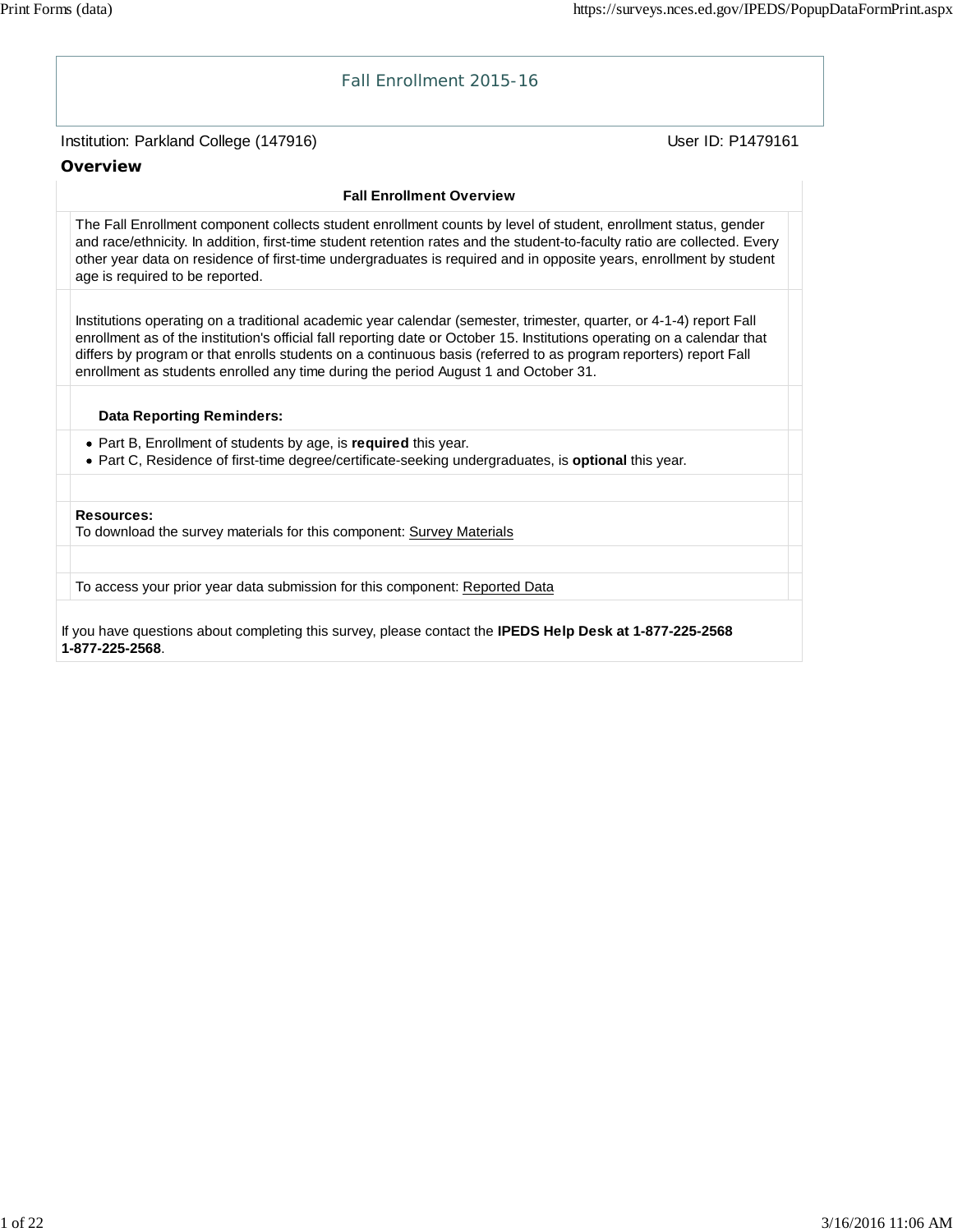# Fall Enrollment 2015-16

Institution: Parkland College (147916) User ID: P1479161

## Overview

**Fall Enrollment Overview**

The Fall Enrollment component collects student enrollment counts by level of student, enrollment status, gender and race/ethnicity. In addition, first-time student retention rates and the student-to-faculty ratio are collected. Every other year data on residence of first-time undergraduates is required and in opposite years, enrollment by student age is required to be reported.

Institutions operating on a traditional academic year calendar (semester, trimester, quarter, or 4-1-4) report Fall enrollment as of the institution's official fall reporting date or October 15. Institutions operating on a calendar that differs by program or that enrolls students on a continuous basis (referred to as program reporters) report Fall enrollment as students enrolled any time during the period August 1 and October 31.

**Data Reporting Reminders:**

- Part B, Enrollment of students by age, is **required** this year.
- Part C, Residence of first-time degree/certificate-seeking undergraduates, is **optional** this year.

**Resources:**
To download the survey materials for this component: Survey Materials

To access your prior year data submission for this component: Reported Data

If you have questions about completing this survey, please contact the **IPEDS Help Desk at 1-877-225-2568 1-877-225-2568**.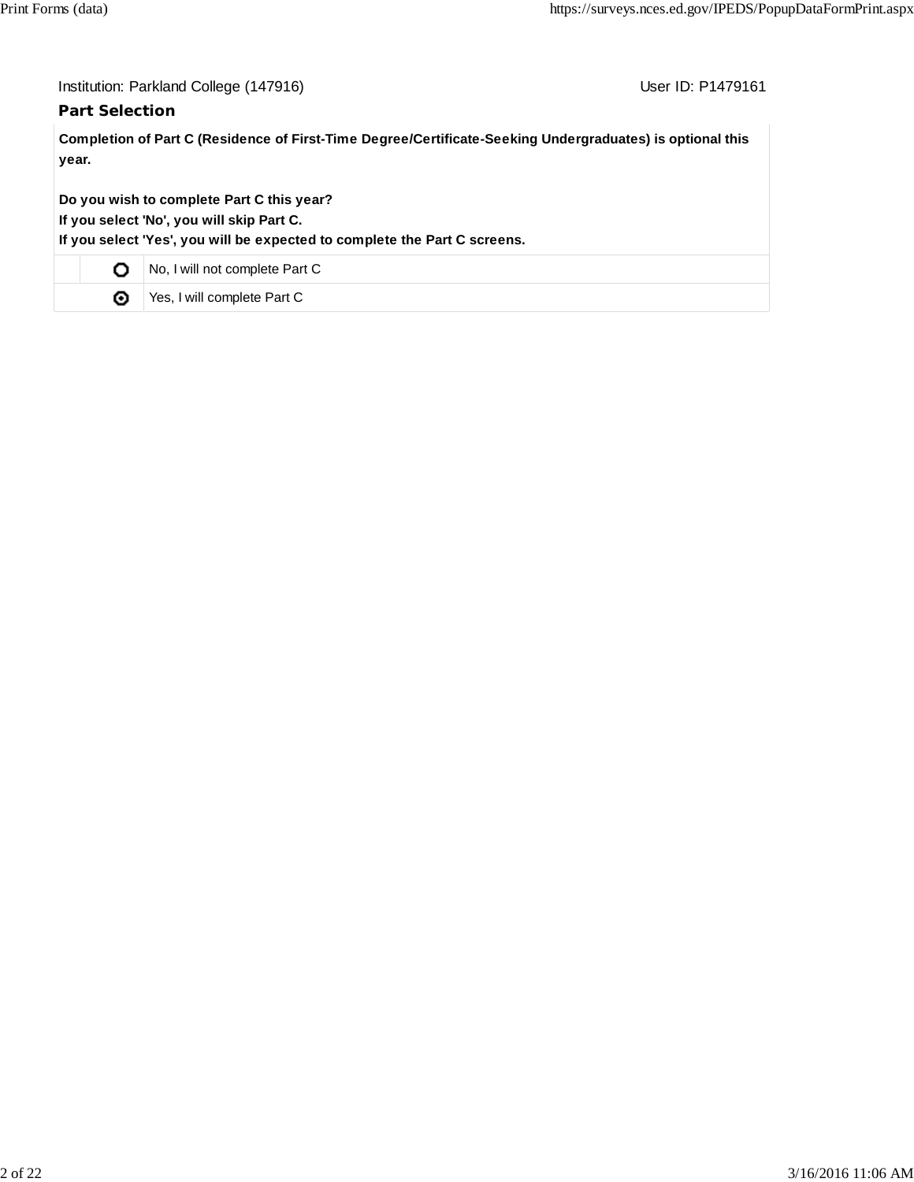Institution: Parkland College (147916) User ID: P1479161

### Part Selection

**Completion of Part C (Residence of First-Time Degree/Certificate-Seeking Undergraduates) is optional this year.**

**Do you wish to complete Part C this year?**
**If you select 'No', you will skip Part C.**
**If you select 'Yes', you will be expected to complete the Part C screens.**

| | |
|---|---|
| ○ | No, I will not complete Part C |
| ◉ | Yes, I will complete Part C |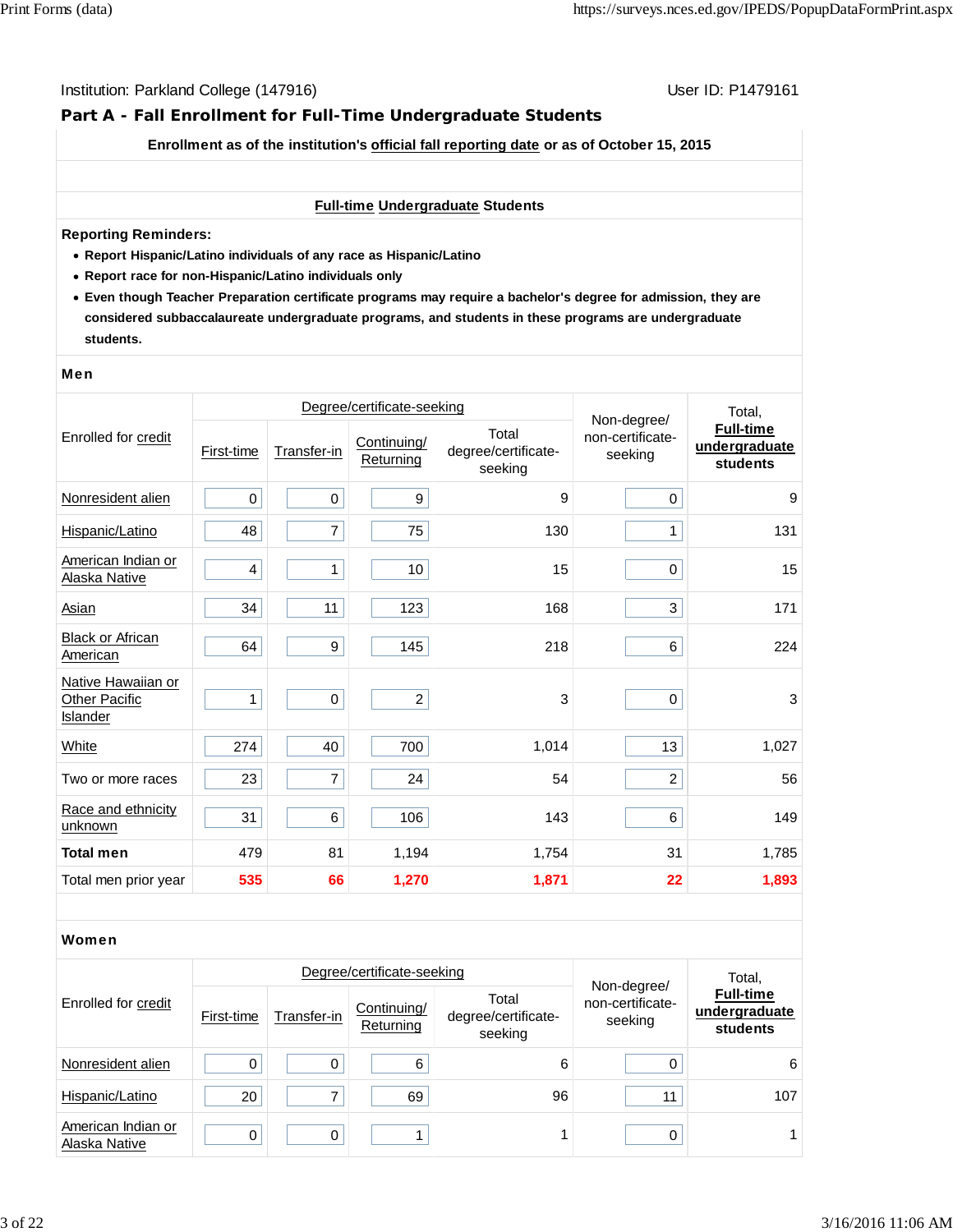Institution: Parkland College (147916) User ID: P1479161

## Part A - Fall Enrollment for Full-Time Undergraduate Students

**Enrollment as of the institution's official fall reporting date or as of October 15, 2015**

**Full-time Undergraduate Students**

**Reporting Reminders:**

- **Report Hispanic/Latino individuals of any race as Hispanic/Latino**
- **Report race for non-Hispanic/Latino individuals only**
- **Even though Teacher Preparation certificate programs may require a bachelor's degree for admission, they are considered subbaccalaureate undergraduate programs, and students in these programs are undergraduate students.**

### Men

| Enrolled for credit | Degree/certificate-seeking | | | | Non-degree/ non-certificate-seeking | Total, Full-time undergraduate students |
|---|---|---|---|---|---|---|
| | First-time | Transfer-in | Continuing/ Returning | Total degree/certificate-seeking | | |
| Nonresident alien | 0 | 0 | 9 | 9 | 0 | 9 |
| Hispanic/Latino | 48 | 7 | 75 | 130 | 1 | 131 |
| American Indian or Alaska Native | 4 | 1 | 10 | 15 | 0 | 15 |
| Asian | 34 | 11 | 123 | 168 | 3 | 171 |
| Black or African American | 64 | 9 | 145 | 218 | 6 | 224 |
| Native Hawaiian or Other Pacific Islander | 1 | 0 | 2 | 3 | 0 | 3 |
| White | 274 | 40 | 700 | 1,014 | 13 | 1,027 |
| Two or more races | 23 | 7 | 24 | 54 | 2 | 56 |
| Race and ethnicity unknown | 31 | 6 | 106 | 143 | 6 | 149 |
| **Total men** | 479 | 81 | 1,194 | 1,754 | 31 | 1,785 |
| Total men prior year | 535 | 66 | 1,270 | 1,871 | 22 | 1,893 |

### Women

| Enrolled for credit | Degree/certificate-seeking | | | | Non-degree/ non-certificate-seeking | Total, Full-time undergraduate students |
|---|---|---|---|---|---|---|
| | First-time | Transfer-in | Continuing/ Returning | Total degree/certificate-seeking | | |
| Nonresident alien | 0 | 0 | 6 | 6 | 0 | 6 |
| Hispanic/Latino | 20 | 7 | 69 | 96 | 11 | 107 |
| American Indian or Alaska Native | 0 | 0 | 1 | 1 | 0 | 1 |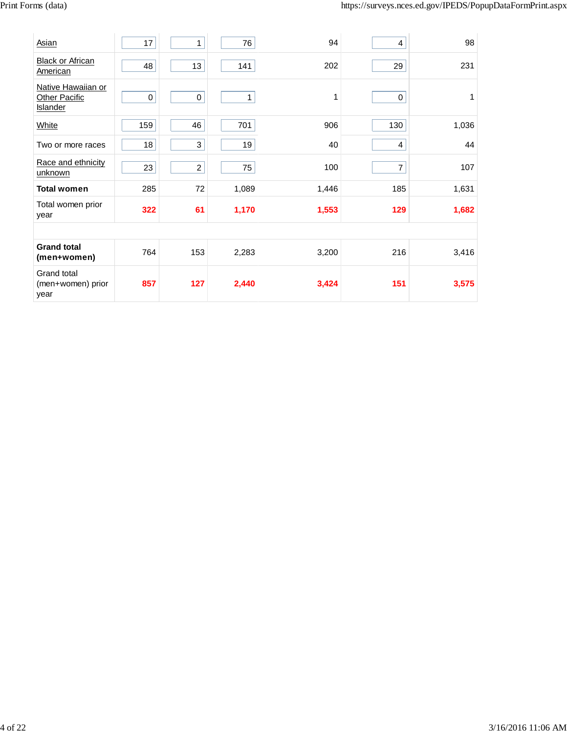| | | | | | | |
|---|---|---|---|---|---|---|
| Asian | 17 | 1 | 76 | 94 | 4 | 98 |
| Black or African American | 48 | 13 | 141 | 202 | 29 | 231 |
| Native Hawaiian or Other Pacific Islander | 0 | 0 | 1 | 1 | 0 | 1 |
| White | 159 | 46 | 701 | 906 | 130 | 1,036 |
| Two or more races | 18 | 3 | 19 | 40 | 4 | 44 |
| Race and ethnicity unknown | 23 | 2 | 75 | 100 | 7 | 107 |
| **Total women** | 285 | 72 | 1,089 | 1,446 | 185 | 1,631 |
| Total women prior year | **322** | **61** | **1,170** | **1,553** | **129** | **1,682** |
| | | | | | | |
| **Grand total (men+women)** | 764 | 153 | 2,283 | 3,200 | 216 | 3,416 |
| Grand total (men+women) prior year | **857** | **127** | **2,440** | **3,424** | **151** | **3,575** |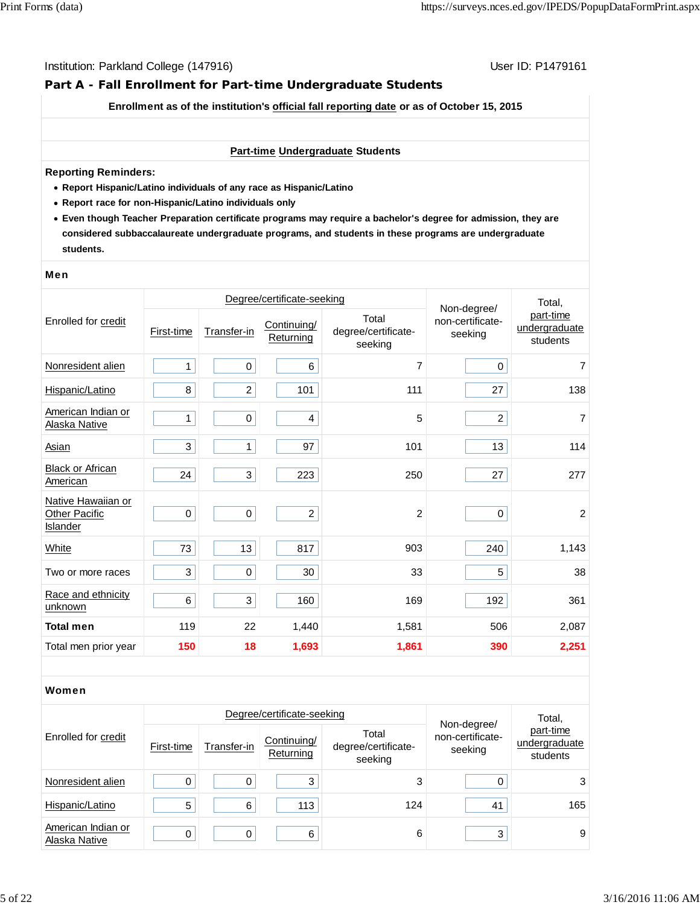Institution: Parkland College (147916) User ID: P1479161

## Part A - Fall Enrollment for Part-time Undergraduate Students

**Enrollment as of the institution's official fall reporting date or as of October 15, 2015**

**Part-time Undergraduate Students**

**Reporting Reminders:**

- **Report Hispanic/Latino individuals of any race as Hispanic/Latino**
- **Report race for non-Hispanic/Latino individuals only**
- **Even though Teacher Preparation certificate programs may require a bachelor's degree for admission, they are considered subbaccalaureate undergraduate programs, and students in these programs are undergraduate students.**

### Men

| Enrolled for credit | Degree/certificate-seeking | | | | Non-degree/ non-certificate-seeking | Total, part-time undergraduate students |
|---|---|---|---|---|---|---|
| | First-time | Transfer-in | Continuing/ Returning | Total degree/certificate-seeking | | |
| Nonresident alien | 1 | 0 | 6 | 7 | 0 | 7 |
| Hispanic/Latino | 8 | 2 | 101 | 111 | 27 | 138 |
| American Indian or Alaska Native | 1 | 0 | 4 | 5 | 2 | 7 |
| Asian | 3 | 1 | 97 | 101 | 13 | 114 |
| Black or African American | 24 | 3 | 223 | 250 | 27 | 277 |
| Native Hawaiian or Other Pacific Islander | 0 | 0 | 2 | 2 | 0 | 2 |
| White | 73 | 13 | 817 | 903 | 240 | 1,143 |
| Two or more races | 3 | 0 | 30 | 33 | 5 | 38 |
| Race and ethnicity unknown | 6 | 3 | 160 | 169 | 192 | 361 |
| **Total men** | 119 | 22 | 1,440 | 1,581 | 506 | 2,087 |
| Total men prior year | 150 | 18 | 1,693 | 1,861 | 390 | 2,251 |

### Women

| Enrolled for credit | Degree/certificate-seeking | | | | Non-degree/ non-certificate-seeking | Total, part-time undergraduate students |
|---|---|---|---|---|---|---|
| | First-time | Transfer-in | Continuing/ Returning | Total degree/certificate-seeking | | |
| Nonresident alien | 0 | 0 | 3 | 3 | 0 | 3 |
| Hispanic/Latino | 5 | 6 | 113 | 124 | 41 | 165 |
| American Indian or Alaska Native | 0 | 0 | 6 | 6 | 3 | 9 |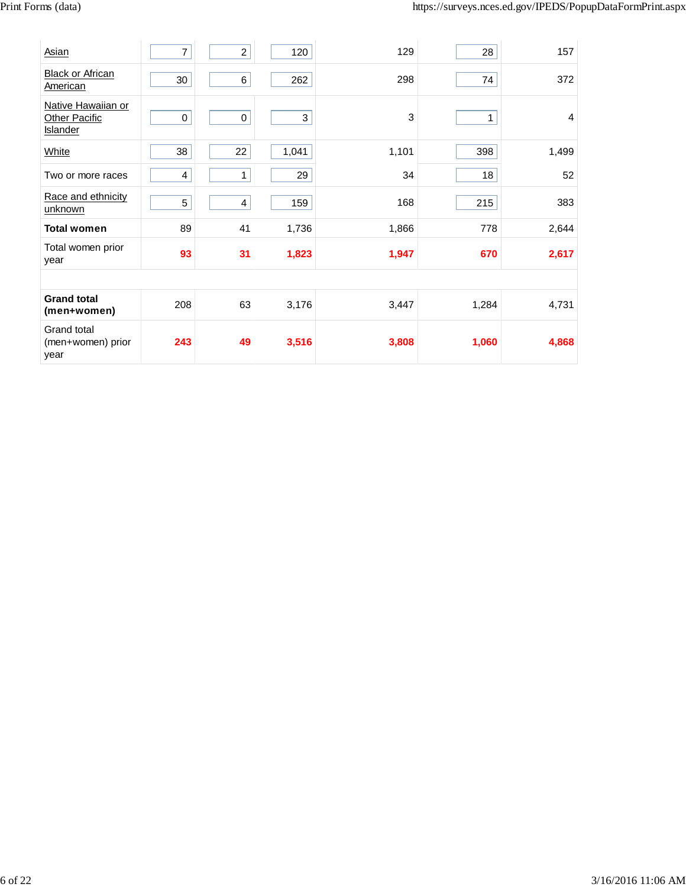| | | | | | | |
|---|---|---|---|---|---|---|
| Asian | 7 | 2 | 120 | 129 | 28 | 157 |
| Black or African American | 30 | 6 | 262 | 298 | 74 | 372 |
| Native Hawaiian or Other Pacific Islander | 0 | 0 | 3 | 3 | 1 | 4 |
| White | 38 | 22 | 1,041 | 1,101 | 398 | 1,499 |
| Two or more races | 4 | 1 | 29 | 34 | 18 | 52 |
| Race and ethnicity unknown | 5 | 4 | 159 | 168 | 215 | 383 |
| **Total women** | 89 | 41 | 1,736 | 1,866 | 778 | 2,644 |
| Total women prior year | **93** | **31** | **1,823** | **1,947** | **670** | **2,617** |
| | | | | | | |
| **Grand total (men+women)** | 208 | 63 | 3,176 | 3,447 | 1,284 | 4,731 |
| Grand total (men+women) prior year | **243** | **49** | **3,516** | **3,808** | **1,060** | **4,868** |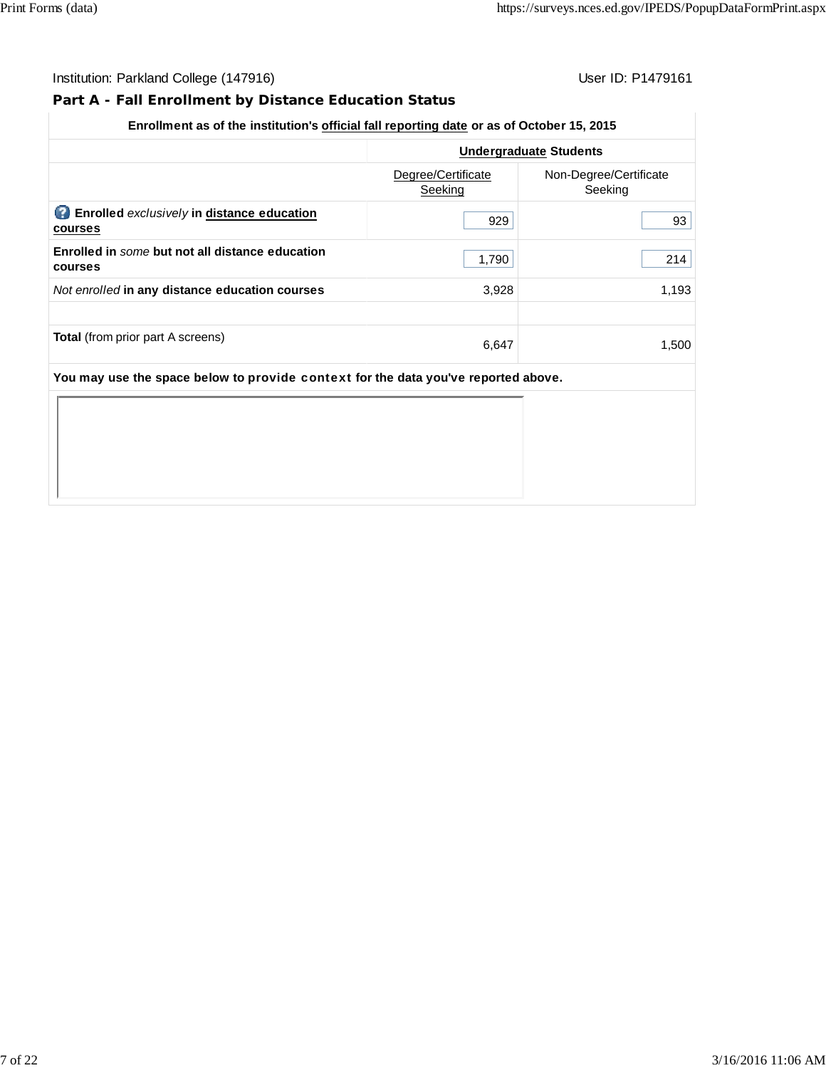Institution: Parkland College (147916)

User ID: P1479161

## Part A - Fall Enrollment by Distance Education Status

| Enrollment as of the institution's official fall reporting date or as of October 15, 2015 | | |
|---|---|---|
| | **Undergraduate Students** | |
| | Degree/Certificate Seeking | Non-Degree/Certificate Seeking |
| **Enrolled** *exclusively* **in distance education courses** | 929 | 93 |
| **Enrolled in** *some* **but not all distance education courses** | 1,790 | 214 |
| *Not enrolled* **in any distance education courses** | 3,928 | 1,193 |
| | | |
| **Total** (from prior part A screens) | 6,647 | 1,500 |

**You may use the space below to provide context for the data you've reported above.**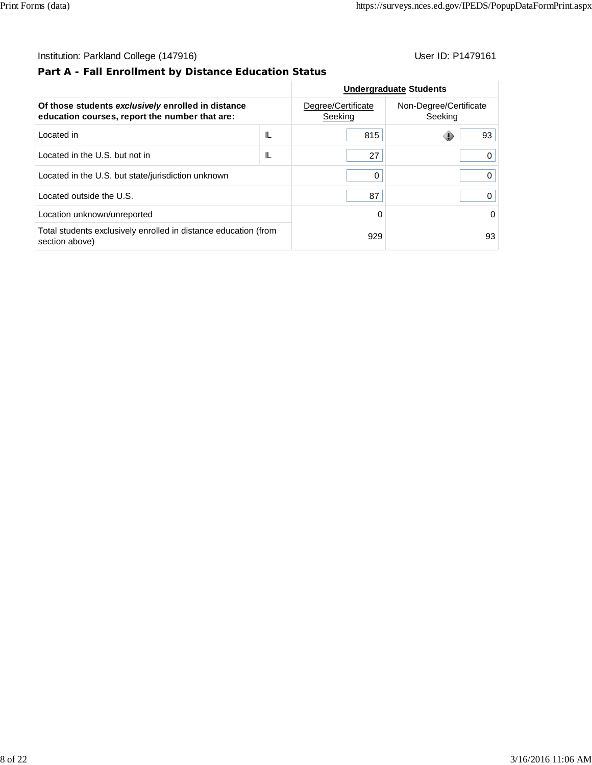Institution: Parkland College (147916) User ID: P1479161

**Part A - Fall Enrollment by Distance Education Status**

| | | Undergraduate Students | |
|---|---|---|---|
| **Of those students *exclusively* enrolled in distance education courses, report the number that are:** | | Degree/Certificate Seeking | Non-Degree/Certificate Seeking |
| Located in | IL | 815 | 93 |
| Located in the U.S. but not in | IL | 27 | 0 |
| Located in the U.S. but state/jurisdiction unknown | | 0 | 0 |
| Located outside the U.S. | | 87 | 0 |
| Location unknown/unreported | | 0 | 0 |
| Total students exclusively enrolled in distance education (from section above) | | 929 | 93 |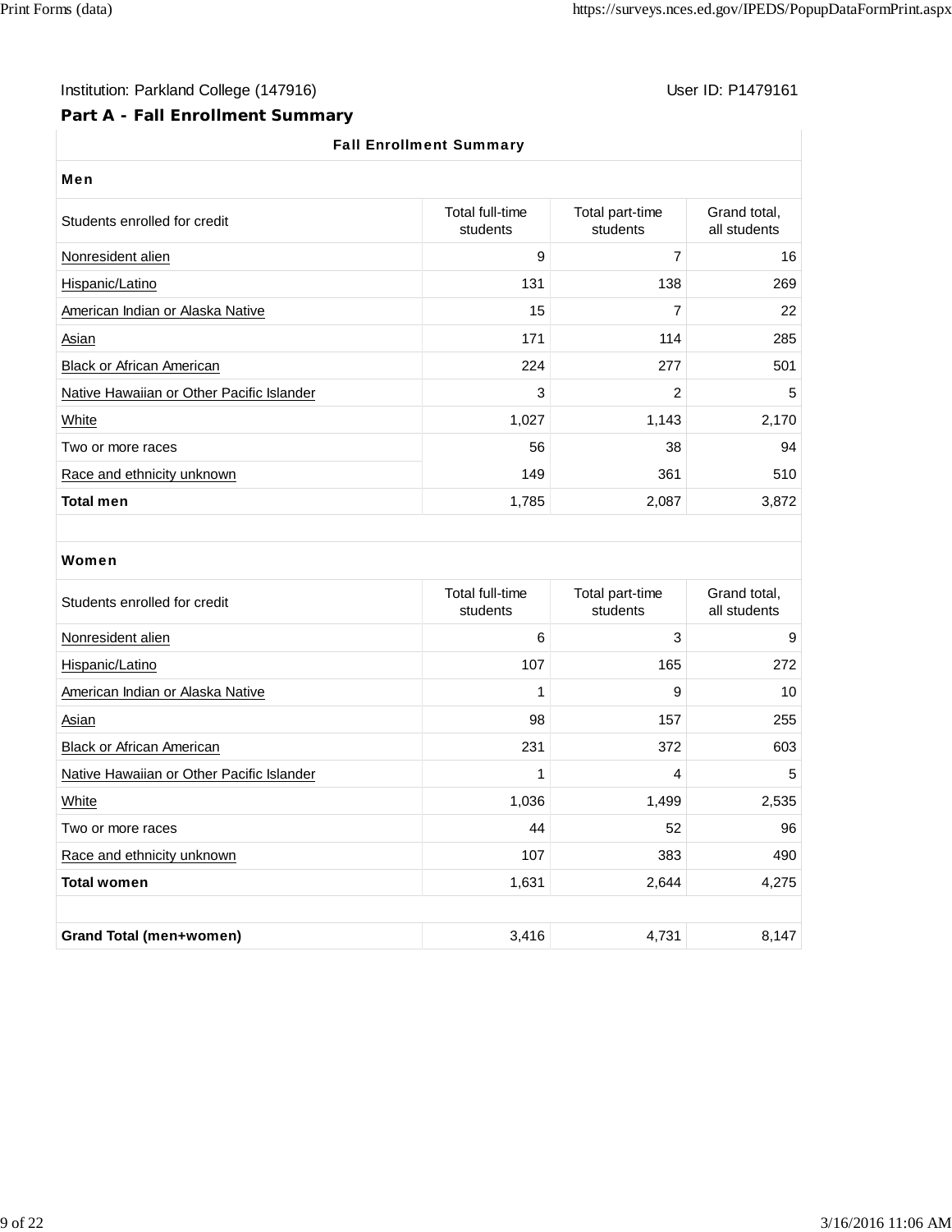Institution: Parkland College (147916) User ID: P1479161

## Part A - Fall Enrollment Summary

| Fall Enrollment Summary | | | |
|---|---|---|---|
| **Men** | | | |
| Students enrolled for credit | Total full-time students | Total part-time students | Grand total, all students |
| Nonresident alien | 9 | 7 | 16 |
| Hispanic/Latino | 131 | 138 | 269 |
| American Indian or Alaska Native | 15 | 7 | 22 |
| Asian | 171 | 114 | 285 |
| Black or African American | 224 | 277 | 501 |
| Native Hawaiian or Other Pacific Islander | 3 | 2 | 5 |
| White | 1,027 | 1,143 | 2,170 |
| Two or more races | 56 | 38 | 94 |
| Race and ethnicity unknown | 149 | 361 | 510 |
| **Total men** | 1,785 | 2,087 | 3,872 |
| | | | |
| **Women** | | | |
| Students enrolled for credit | Total full-time students | Total part-time students | Grand total, all students |
| Nonresident alien | 6 | 3 | 9 |
| Hispanic/Latino | 107 | 165 | 272 |
| American Indian or Alaska Native | 1 | 9 | 10 |
| Asian | 98 | 157 | 255 |
| Black or African American | 231 | 372 | 603 |
| Native Hawaiian or Other Pacific Islander | 1 | 4 | 5 |
| White | 1,036 | 1,499 | 2,535 |
| Two or more races | 44 | 52 | 96 |
| Race and ethnicity unknown | 107 | 383 | 490 |
| **Total women** | 1,631 | 2,644 | 4,275 |
| | | | |
| **Grand Total (men+women)** | 3,416 | 4,731 | 8,147 |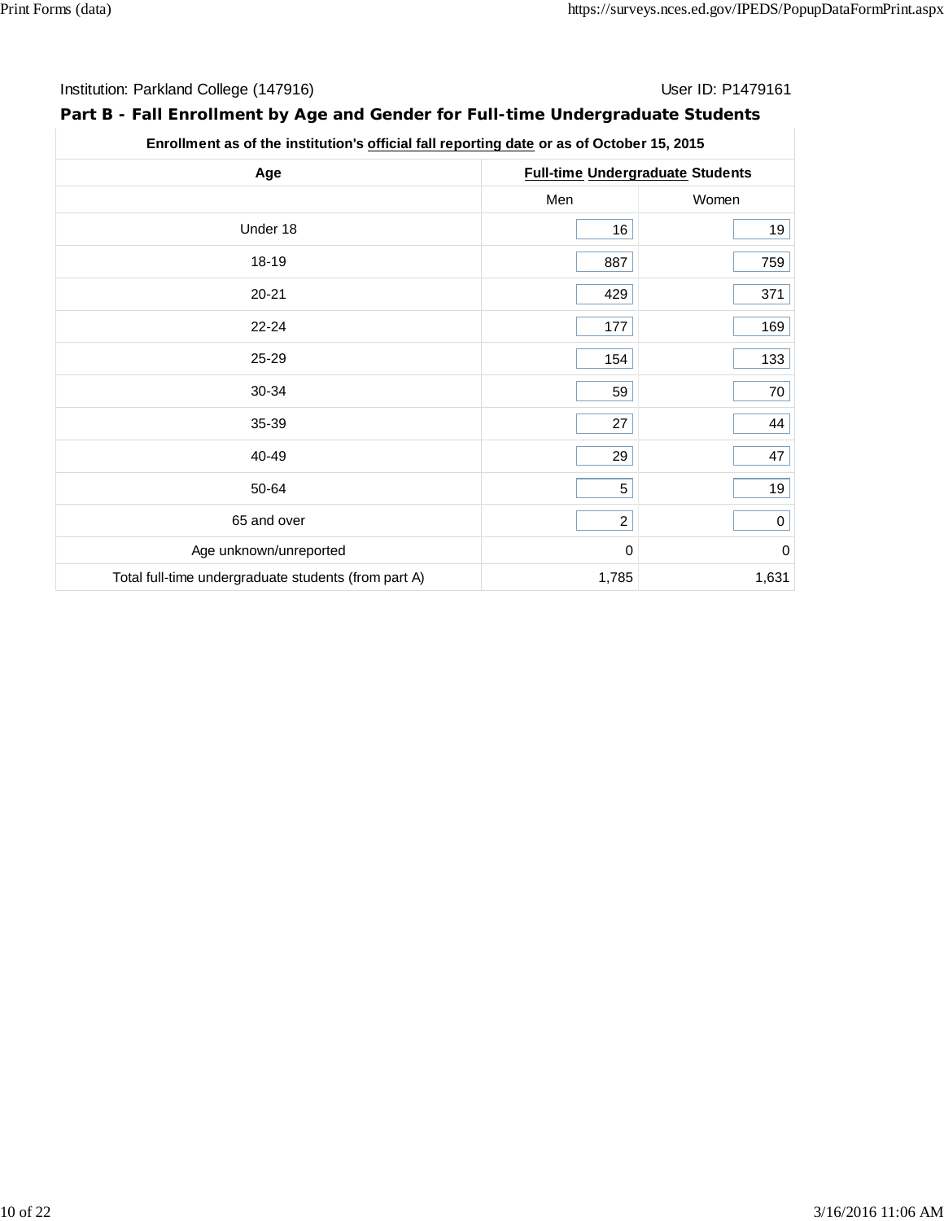Institution: Parkland College (147916) User ID: P1479161

## Part B - Fall Enrollment by Age and Gender for Full-time Undergraduate Students

| Enrollment as of the institution's official fall reporting date or as of October 15, 2015 | | |
|---|---|---|
| Age | Full-time Undergraduate Students | |
| | Men | Women |
| Under 18 | 16 | 19 |
| 18-19 | 887 | 759 |
| 20-21 | 429 | 371 |
| 22-24 | 177 | 169 |
| 25-29 | 154 | 133 |
| 30-34 | 59 | 70 |
| 35-39 | 27 | 44 |
| 40-49 | 29 | 47 |
| 50-64 | 5 | 19 |
| 65 and over | 2 | 0 |
| Age unknown/unreported | 0 | 0 |
| Total full-time undergraduate students (from part A) | 1,785 | 1,631 |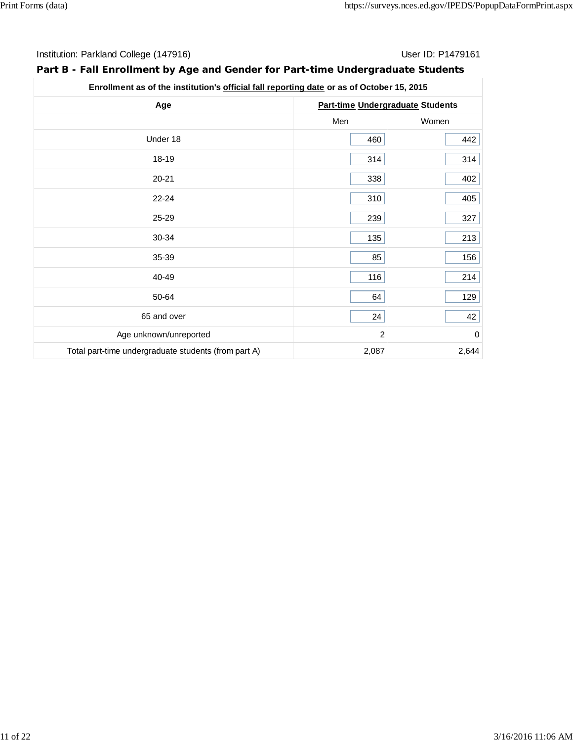Institution: Parkland College (147916) User ID: P1479161

## Part B - Fall Enrollment by Age and Gender for Part-time Undergraduate Students

| Enrollment as of the institution's official fall reporting date or as of October 15, 2015 | | |
|---|---|---|
| Age | Part-time Undergraduate Students | |
| | Men | Women |
| Under 18 | 460 | 442 |
| 18-19 | 314 | 314 |
| 20-21 | 338 | 402 |
| 22-24 | 310 | 405 |
| 25-29 | 239 | 327 |
| 30-34 | 135 | 213 |
| 35-39 | 85 | 156 |
| 40-49 | 116 | 214 |
| 50-64 | 64 | 129 |
| 65 and over | 24 | 42 |
| Age unknown/unreported | 2 | 0 |
| Total part-time undergraduate students (from part A) | 2,087 | 2,644 |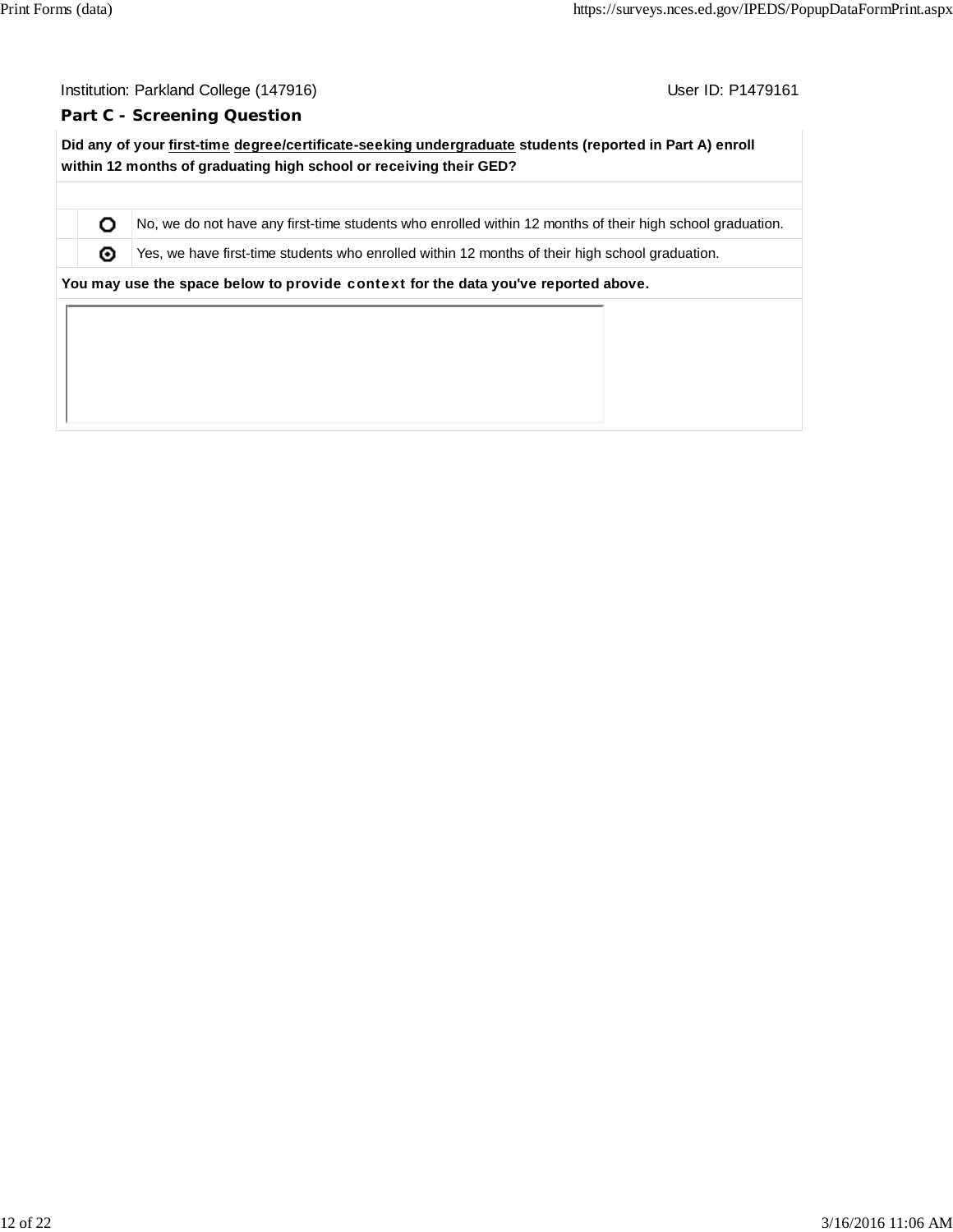Institution: Parkland College (147916) User ID: P1479161

## Part C - Screening Question

**Did any of your first-time degree/certificate-seeking undergraduate students (reported in Part A) enroll within 12 months of graduating high school or receiving their GED?**

| | |
|---|---|
| ○ | No, we do not have any first-time students who enrolled within 12 months of their high school graduation. |
| ◉ | Yes, we have first-time students who enrolled within 12 months of their high school graduation. |

**You may use the space below to provide context for the data you've reported above.**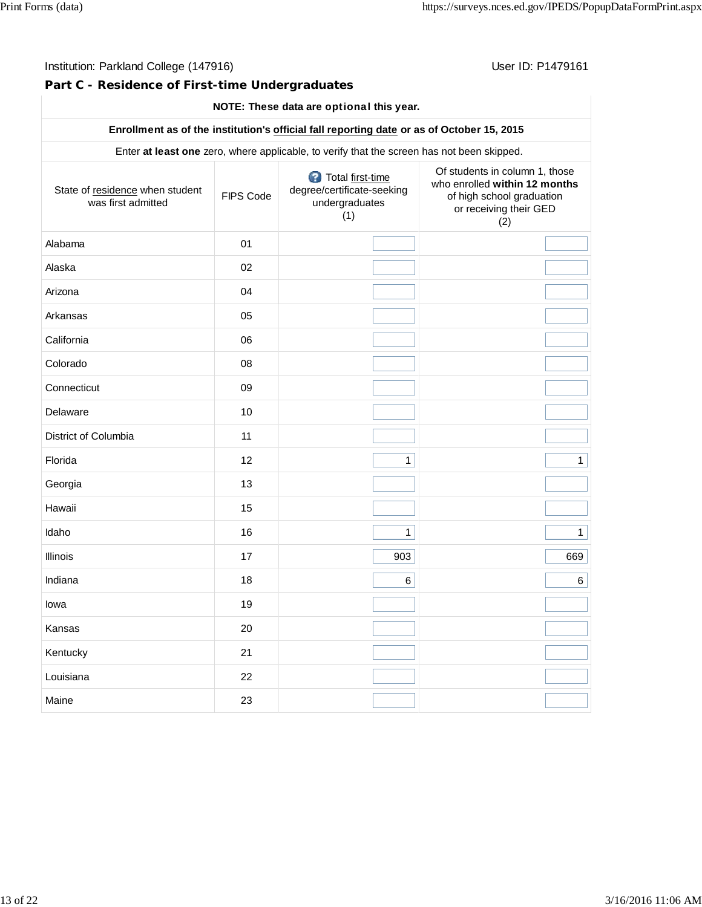Institution: Parkland College (147916)

User ID: P1479161

## Part C - Residence of First-time Undergraduates

**NOTE: These data are optional this year.**

**Enrollment as of the institution's official fall reporting date or as of October 15, 2015**

Enter **at least one** zero, where applicable, to verify that the screen has not been skipped.

| State of residence when student was first admitted | FIPS Code | Total first-time degree/certificate-seeking undergraduates (1) | Of students in column 1, those who enrolled **within 12 months** of high school graduation or receiving their GED (2) |
|---|---|---|---|
| Alabama | 01 | | |
| Alaska | 02 | | |
| Arizona | 04 | | |
| Arkansas | 05 | | |
| California | 06 | | |
| Colorado | 08 | | |
| Connecticut | 09 | | |
| Delaware | 10 | | |
| District of Columbia | 11 | | |
| Florida | 12 | 1 | 1 |
| Georgia | 13 | | |
| Hawaii | 15 | | |
| Idaho | 16 | 1 | 1 |
| Illinois | 17 | 903 | 669 |
| Indiana | 18 | 6 | 6 |
| Iowa | 19 | | |
| Kansas | 20 | | |
| Kentucky | 21 | | |
| Louisiana | 22 | | |
| Maine | 23 | | |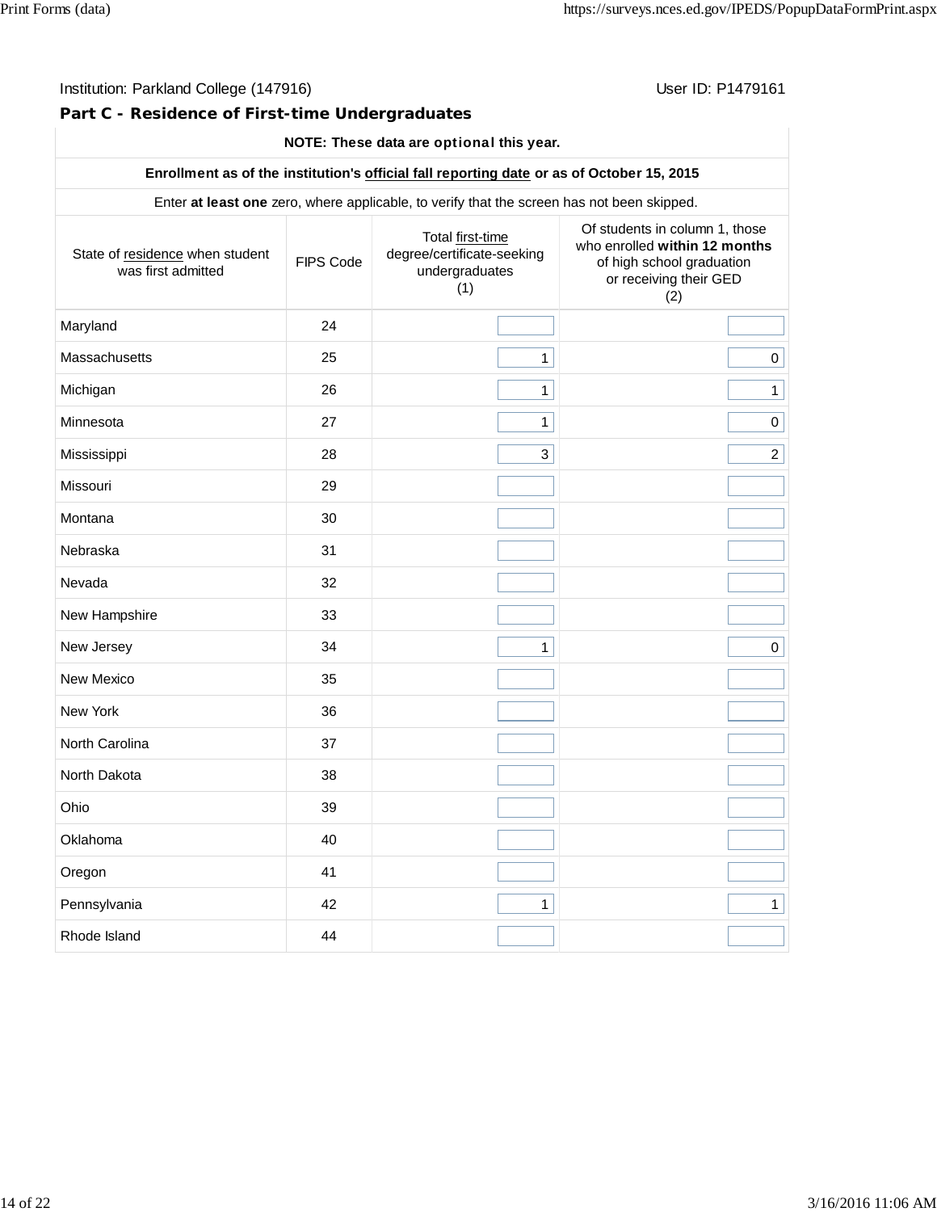Institution: Parkland College (147916) User ID: P1479161

## Part C - Residence of First-time Undergraduates

**NOTE: These data are optional this year.**

**Enrollment as of the institution's official fall reporting date or as of October 15, 2015**

Enter **at least one** zero, where applicable, to verify that the screen has not been skipped.

| State of residence when student was first admitted | FIPS Code | Total first-time degree/certificate-seeking undergraduates (1) | Of students in column 1, those who enrolled **within 12 months** of high school graduation or receiving their GED (2) |
|---|---|---|---|
| Maryland | 24 | | |
| Massachusetts | 25 | 1 | 0 |
| Michigan | 26 | 1 | 1 |
| Minnesota | 27 | 1 | 0 |
| Mississippi | 28 | 3 | 2 |
| Missouri | 29 | | |
| Montana | 30 | | |
| Nebraska | 31 | | |
| Nevada | 32 | | |
| New Hampshire | 33 | | |
| New Jersey | 34 | 1 | 0 |
| New Mexico | 35 | | |
| New York | 36 | | |
| North Carolina | 37 | | |
| North Dakota | 38 | | |
| Ohio | 39 | | |
| Oklahoma | 40 | | |
| Oregon | 41 | | |
| Pennsylvania | 42 | 1 | 1 |
| Rhode Island | 44 | | |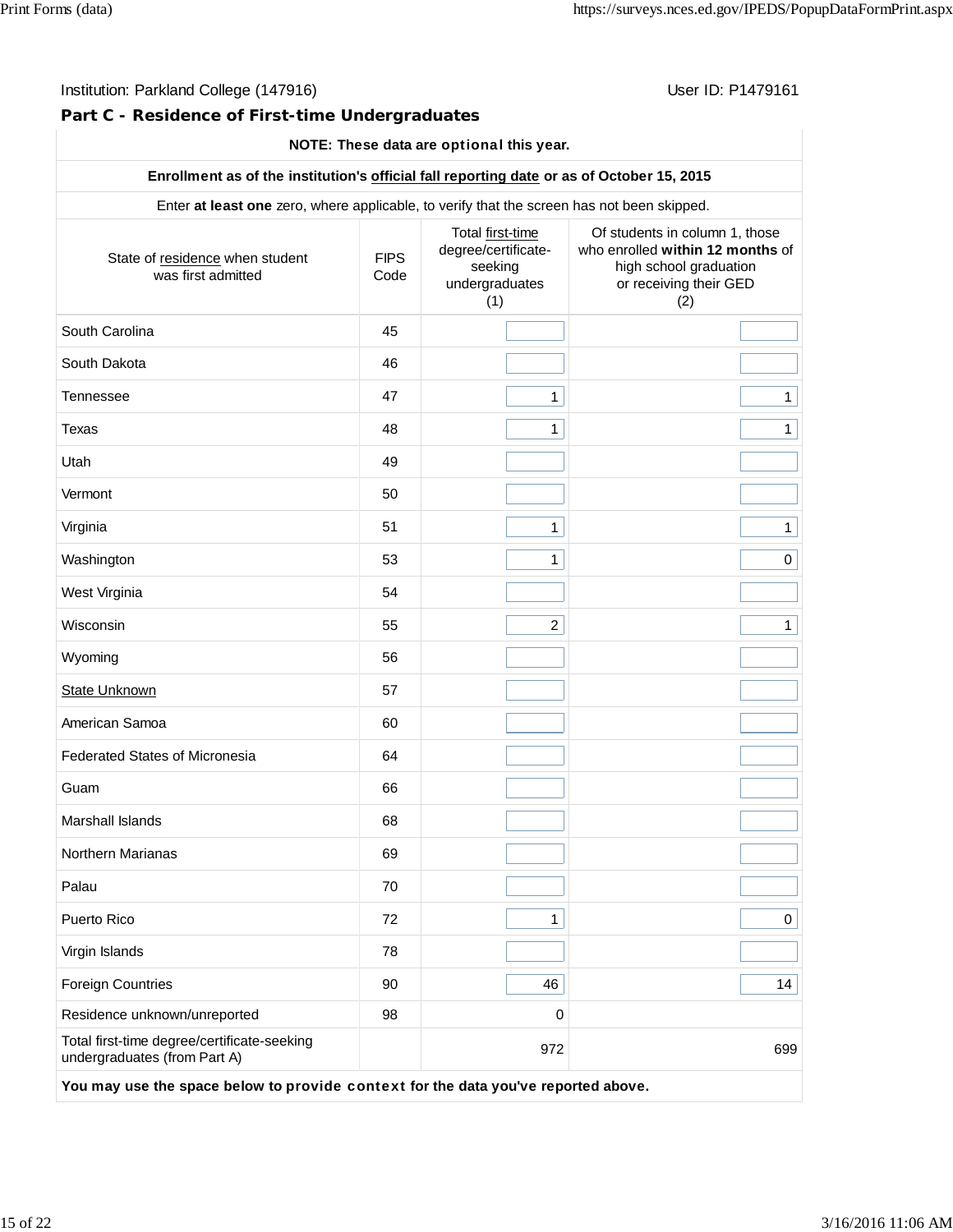Institution: Parkland College (147916)

User ID: P1479161

## Part C - Residence of First-time Undergraduates

| **NOTE: These data are optional this year.** | | | |
|---|---|---|---|
| **Enrollment as of the institution's official fall reporting date or as of October 15, 2015** | | | |
| Enter **at least one** zero, where applicable, to verify that the screen has not been skipped. | | | |
| State of residence when student was first admitted | FIPS Code | Total first-time degree/certificate-seeking undergraduates (1) | Of students in column 1, those who enrolled **within 12 months** of high school graduation or receiving their GED (2) |
| South Carolina | 45 | | |
| South Dakota | 46 | | |
| Tennessee | 47 | 1 | 1 |
| Texas | 48 | 1 | 1 |
| Utah | 49 | | |
| Vermont | 50 | | |
| Virginia | 51 | 1 | 1 |
| Washington | 53 | 1 | 0 |
| West Virginia | 54 | | |
| Wisconsin | 55 | 2 | 1 |
| Wyoming | 56 | | |
| State Unknown | 57 | | |
| American Samoa | 60 | | |
| Federated States of Micronesia | 64 | | |
| Guam | 66 | | |
| Marshall Islands | 68 | | |
| Northern Marianas | 69 | | |
| Palau | 70 | | |
| Puerto Rico | 72 | 1 | 0 |
| Virgin Islands | 78 | | |
| Foreign Countries | 90 | 46 | 14 |
| Residence unknown/unreported | 98 | 0 | |
| Total first-time degree/certificate-seeking undergraduates (from Part A) | | 972 | 699 |
| **You may use the space below to provide context for the data you've reported above.** | | | |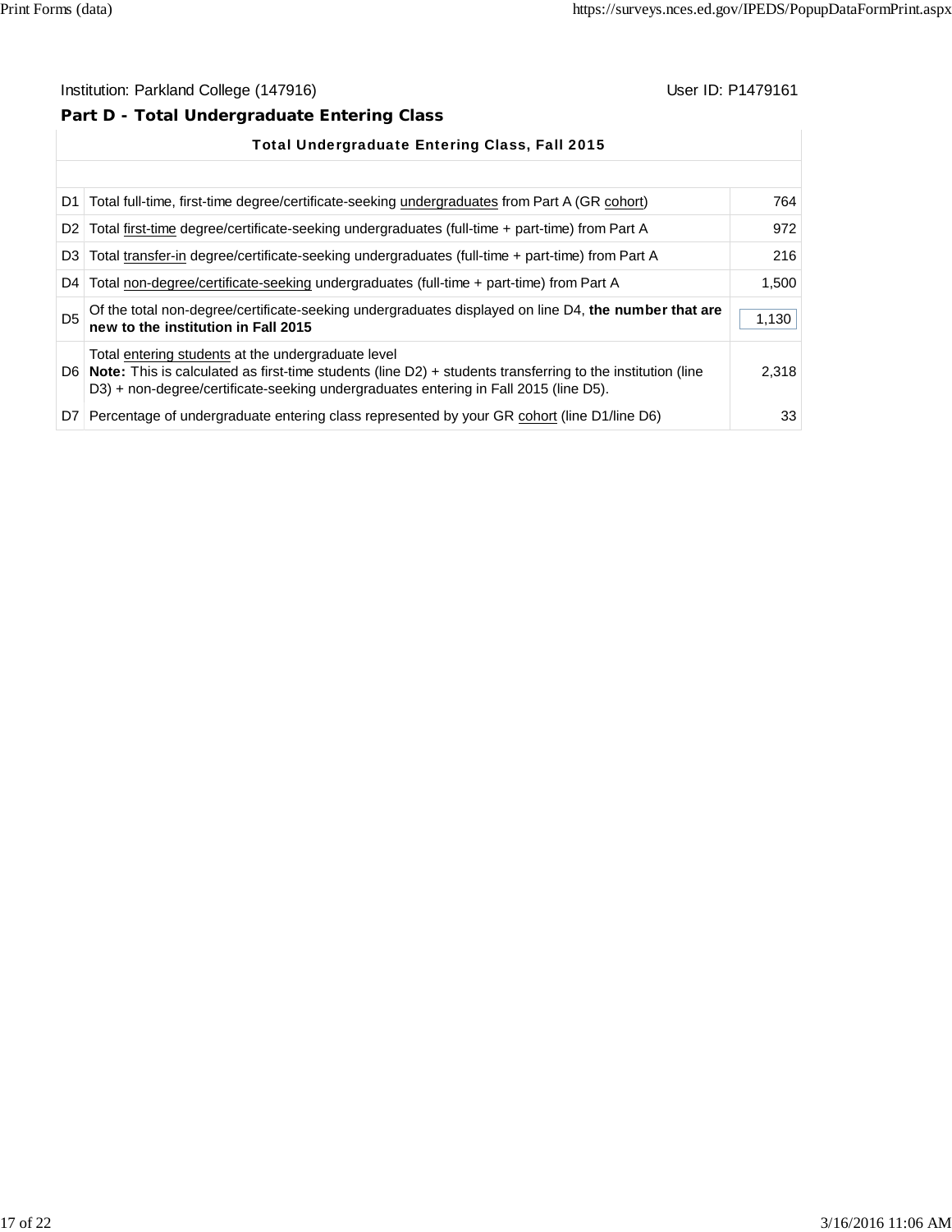Institution: Parkland College (147916) User ID: P1479161

## Part D - Total Undergraduate Entering Class

| Total Undergraduate Entering Class, Fall 2015 | | |
|---|---|---|
| D1 | Total full-time, first-time degree/certificate-seeking undergraduates from Part A (GR cohort) | 764 |
| D2 | Total first-time degree/certificate-seeking undergraduates (full-time + part-time) from Part A | 972 |
| D3 | Total transfer-in degree/certificate-seeking undergraduates (full-time + part-time) from Part A | 216 |
| D4 | Total non-degree/certificate-seeking undergraduates (full-time + part-time) from Part A | 1,500 |
| D5 | Of the total non-degree/certificate-seeking undergraduates displayed on line D4, **the number that are new to the institution in Fall 2015** | 1,130 |
| D6 | Total entering students at the undergraduate level<br>**Note:** This is calculated as first-time students (line D2) + students transferring to the institution (line D3) + non-degree/certificate-seeking undergraduates entering in Fall 2015 (line D5). | 2,318 |
| D7 | Percentage of undergraduate entering class represented by your GR cohort (line D1/line D6) | 33 |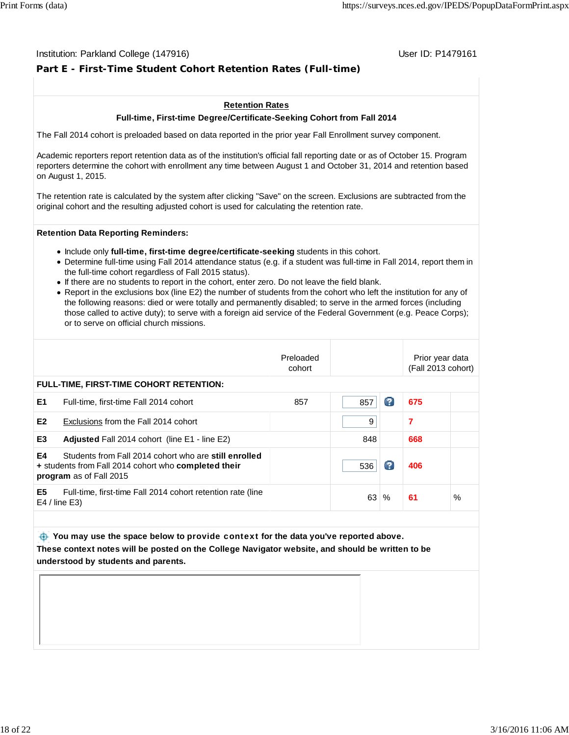Institution: Parkland College (147916)

User ID: P1479161

## Part E - First-Time Student Cohort Retention Rates (Full-time)

### Retention Rates

**Full-time, First-time Degree/Certificate-Seeking Cohort from Fall 2014**

The Fall 2014 cohort is preloaded based on data reported in the prior year Fall Enrollment survey component.

Academic reporters report retention data as of the institution's official fall reporting date or as of October 15. Program reporters determine the cohort with enrollment any time between August 1 and October 31, 2014 and retention based on August 1, 2015.

The retention rate is calculated by the system after clicking "Save" on the screen. Exclusions are subtracted from the original cohort and the resulting adjusted cohort is used for calculating the retention rate.

**Retention Data Reporting Reminders:**

- Include only **full-time, first-time degree/certificate-seeking** students in this cohort.
- Determine full-time using Fall 2014 attendance status (e.g. if a student was full-time in Fall 2014, report them in the full-time cohort regardless of Fall 2015 status).
- If there are no students to report in the cohort, enter zero. Do not leave the field blank.
- Report in the exclusions box (line E2) the number of students from the cohort who left the institution for any of the following reasons: died or were totally and permanently disabled; to serve in the armed forces (including those called to active duty); to serve with a foreign aid service of the Federal Government (e.g. Peace Corps); or to serve on official church missions.

| | | Preloaded cohort | | Prior year data (Fall 2013 cohort) |
|---|---|---|---|---|
| **FULL-TIME, FIRST-TIME COHORT RETENTION:** | | | | |
| **E1** | Full-time, first-time Fall 2014 cohort | 857 | 857 | 675 |
| **E2** | Exclusions from the Fall 2014 cohort | | 9 | 7 |
| **E3** | **Adjusted** Fall 2014 cohort (line E1 - line E2) | | 848 | 668 |
| **E4** | Students from Fall 2014 cohort who are **still enrolled** + students from Fall 2014 cohort who **completed their program** as of Fall 2015 | | 536 | 406 |
| **E5** | Full-time, first-time Fall 2014 cohort retention rate (line E4 / line E3) | | 63 % | 61 % |

**You may use the space below to provide context for the data you've reported above. These context notes will be posted on the College Navigator website, and should be written to be understood by students and parents.**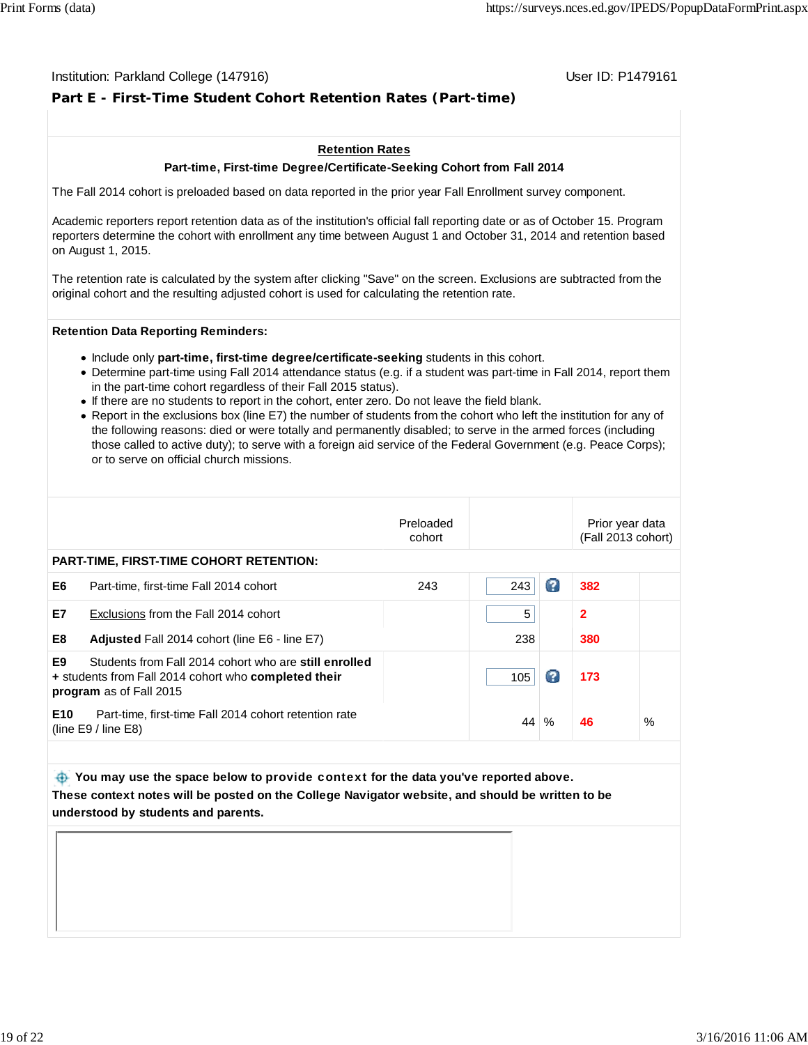Institution: Parkland College (147916)

User ID: P1479161

## Part E - First-Time Student Cohort Retention Rates (Part-time)

**Retention Rates**

**Part-time, First-time Degree/Certificate-Seeking Cohort from Fall 2014**

The Fall 2014 cohort is preloaded based on data reported in the prior year Fall Enrollment survey component.

Academic reporters report retention data as of the institution's official fall reporting date or as of October 15. Program reporters determine the cohort with enrollment any time between August 1 and October 31, 2014 and retention based on August 1, 2015.

The retention rate is calculated by the system after clicking "Save" on the screen. Exclusions are subtracted from the original cohort and the resulting adjusted cohort is used for calculating the retention rate.

**Retention Data Reporting Reminders:**

- Include only **part-time, first-time degree/certificate-seeking** students in this cohort.
- Determine part-time using Fall 2014 attendance status (e.g. if a student was part-time in Fall 2014, report them in the part-time cohort regardless of their Fall 2015 status).
- If there are no students to report in the cohort, enter zero. Do not leave the field blank.
- Report in the exclusions box (line E7) the number of students from the cohort who left the institution for any of the following reasons: died or were totally and permanently disabled; to serve in the armed forces (including those called to active duty); to serve with a foreign aid service of the Federal Government (e.g. Peace Corps); or to serve on official church missions.

| | | Preloaded cohort | | | Prior year data (Fall 2013 cohort) | |
|---|---|---|---|---|---|---|
| **PART-TIME, FIRST-TIME COHORT RETENTION:** | | | | | | |
| **E6** | Part-time, first-time Fall 2014 cohort | 243 | 243 | | 382 | |
| **E7** | Exclusions from the Fall 2014 cohort | | 5 | | 2 | |
| **E8** | **Adjusted** Fall 2014 cohort (line E6 - line E7) | | 238 | | 380 | |
| **E9** | Students from Fall 2014 cohort who are **still enrolled** + students from Fall 2014 cohort who **completed their program** as of Fall 2015 | | 105 | | 173 | |
| **E10** | Part-time, first-time Fall 2014 cohort retention rate (line E9 / line E8) | | 44 | % | 46 | % |

**You may use the space below to provide context for the data you've reported above. These context notes will be posted on the College Navigator website, and should be written to be understood by students and parents.**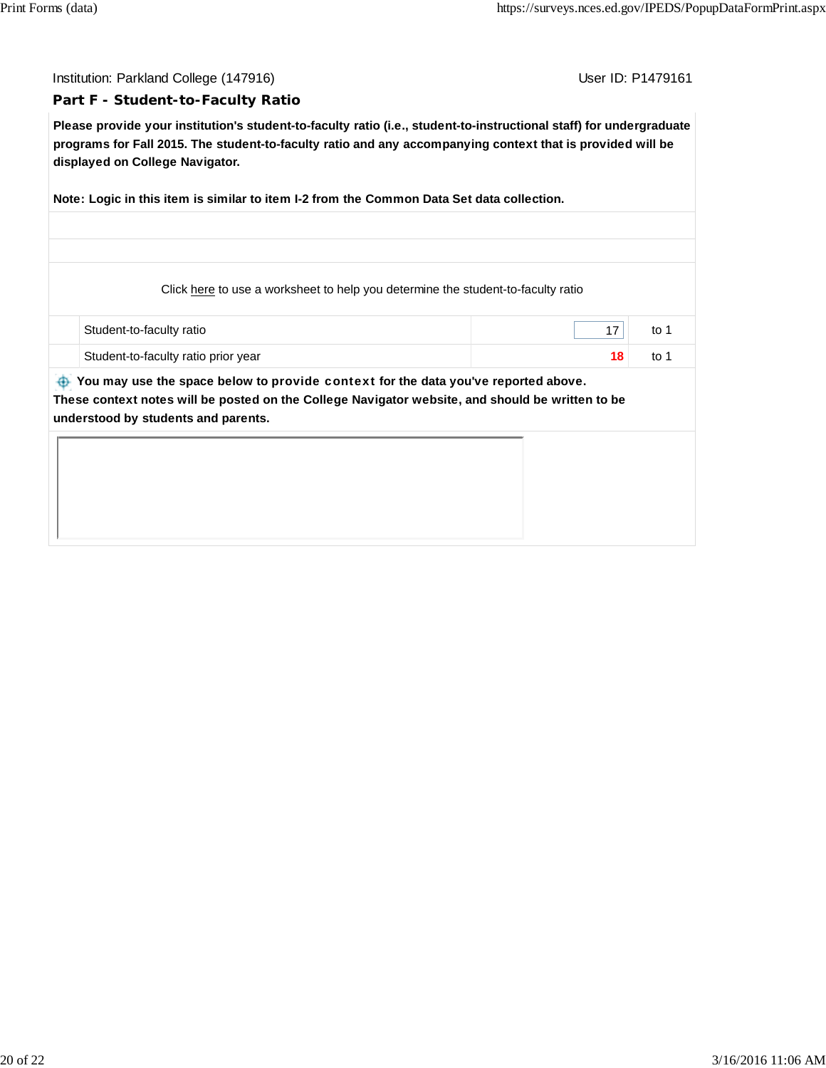Institution: Parkland College (147916)

User ID: P1479161

## Part F - Student-to-Faculty Ratio

**Please provide your institution's student-to-faculty ratio (i.e., student-to-instructional staff) for undergraduate programs for Fall 2015. The student-to-faculty ratio and any accompanying context that is provided will be displayed on College Navigator.**

**Note: Logic in this item is similar to item I-2 from the Common Data Set data collection.**

Click here to use a worksheet to help you determine the student-to-faculty ratio

| | | | |
|---|---|---|---|
| | Student-to-faculty ratio | 17 | to 1 |
| | Student-to-faculty ratio prior year | **18** | to 1 |

**You may use the space below to provide context for the data you've reported above. These context notes will be posted on the College Navigator website, and should be written to be understood by students and parents.**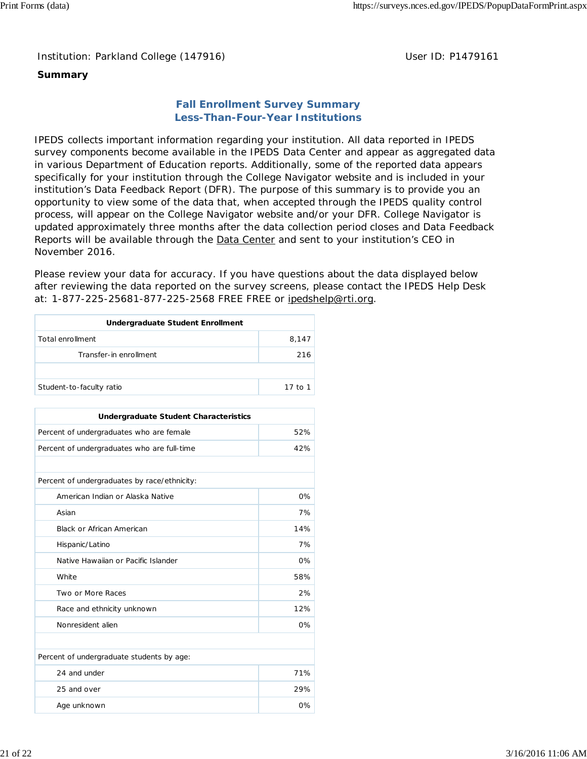Institution: Parkland College (147916)

User ID: P1479161

**Summary**

## Fall Enrollment Survey Summary
## Less-Than-Four-Year Institutions

IPEDS collects important information regarding your institution. All data reported in IPEDS survey components become available in the IPEDS Data Center and appear as aggregated data in various Department of Education reports. Additionally, some of the reported data appears specifically for your institution through the College Navigator website and is included in your institution's Data Feedback Report (DFR). The purpose of this summary is to provide you an opportunity to view some of the data that, when accepted through the IPEDS quality control process, will appear on the College Navigator website and/or your DFR. College Navigator is updated approximately three months after the data collection period closes and Data Feedback Reports will be available through the Data Center and sent to your institution's CEO in November 2016.

Please review your data for accuracy. If you have questions about the data displayed below after reviewing the data reported on the survey screens, please contact the IPEDS Help Desk at: 1-877-225-25681-877-225-2568 FREE FREE or ipedshelp@rti.org.

| Undergraduate Student Enrollment | |
|---|---|
| Total enrollment | 8,147 |
| Transfer-in enrollment | 216 |
| | |
| Student-to-faculty ratio | 17 to 1 |

| Undergraduate Student Characteristics | |
|---|---|
| Percent of undergraduates who are female | 52% |
| Percent of undergraduates who are full-time | 42% |
| | |
| Percent of undergraduates by race/ethnicity: | |
| American Indian or Alaska Native | 0% |
| Asian | 7% |
| Black or African American | 14% |
| Hispanic/Latino | 7% |
| Native Hawaiian or Pacific Islander | 0% |
| White | 58% |
| Two or More Races | 2% |
| Race and ethnicity unknown | 12% |
| Nonresident alien | 0% |
| | |
| Percent of undergraduate students by age: | |
| 24 and under | 71% |
| 25 and over | 29% |
| Age unknown | 0% |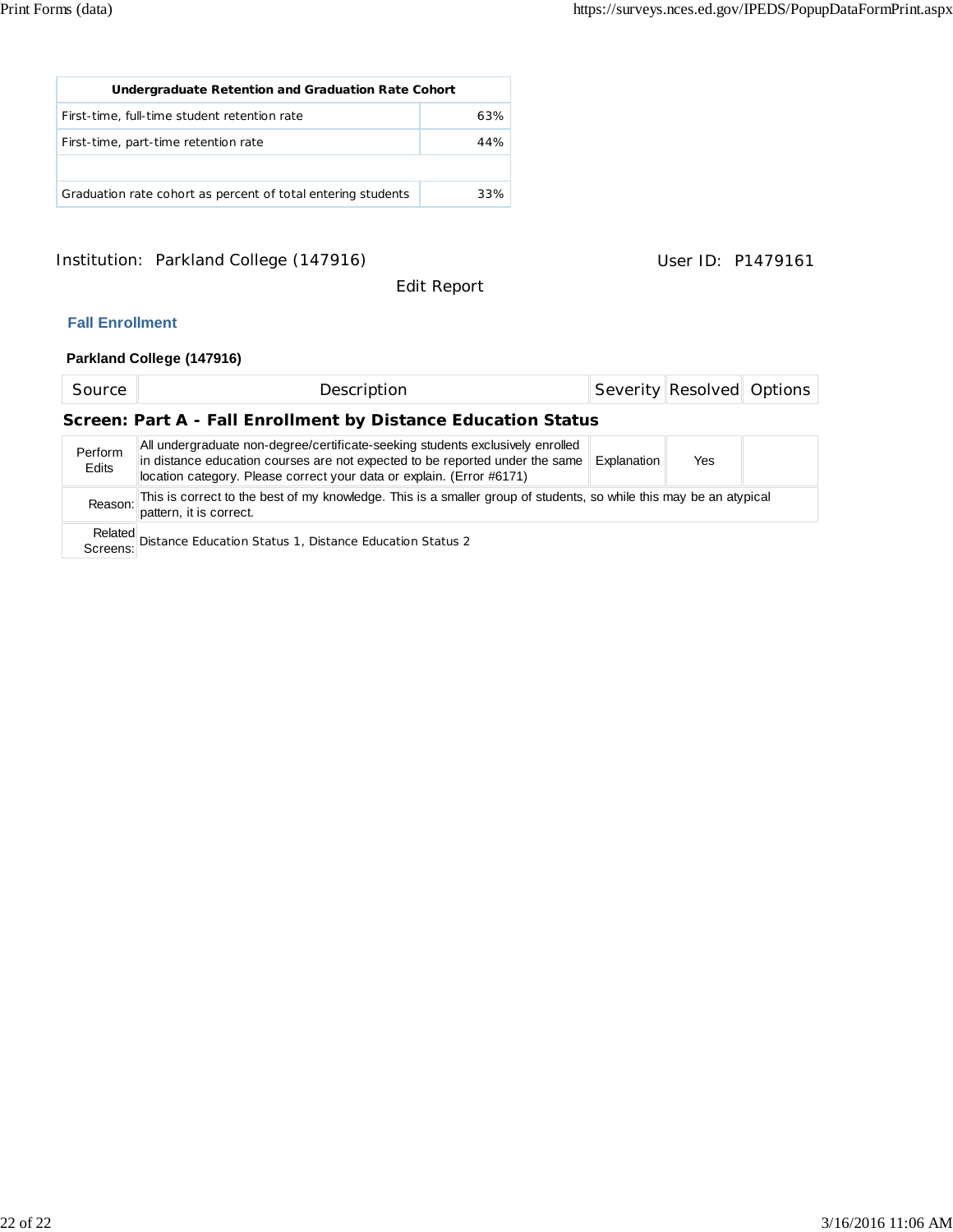| Undergraduate Retention and Graduation Rate Cohort | |
|---|---|
| First-time, full-time student retention rate | 63% |
| First-time, part-time retention rate | 44% |
| | |
| Graduation rate cohort as percent of total entering students | 33% |

Institution: Parkland College (147916)

User ID: P1479161

Edit Report

## Fall Enrollment

**Parkland College (147916)**

| Source | Description | Severity | Resolved | Options |
|---|---|---|---|---|
| **Screen: Part A - Fall Enrollment by Distance Education Status** | | | | |
| Perform Edits | All undergraduate non-degree/certificate-seeking students exclusively enrolled in distance education courses are not expected to be reported under the same location category. Please correct your data or explain. (Error #6171) | Explanation | Yes | |
| Reason: | This is correct to the best of my knowledge. This is a smaller group of students, so while this may be an atypical pattern, it is correct. | | | |
| Related Screens: | Distance Education Status 1, Distance Education Status 2 | | | |